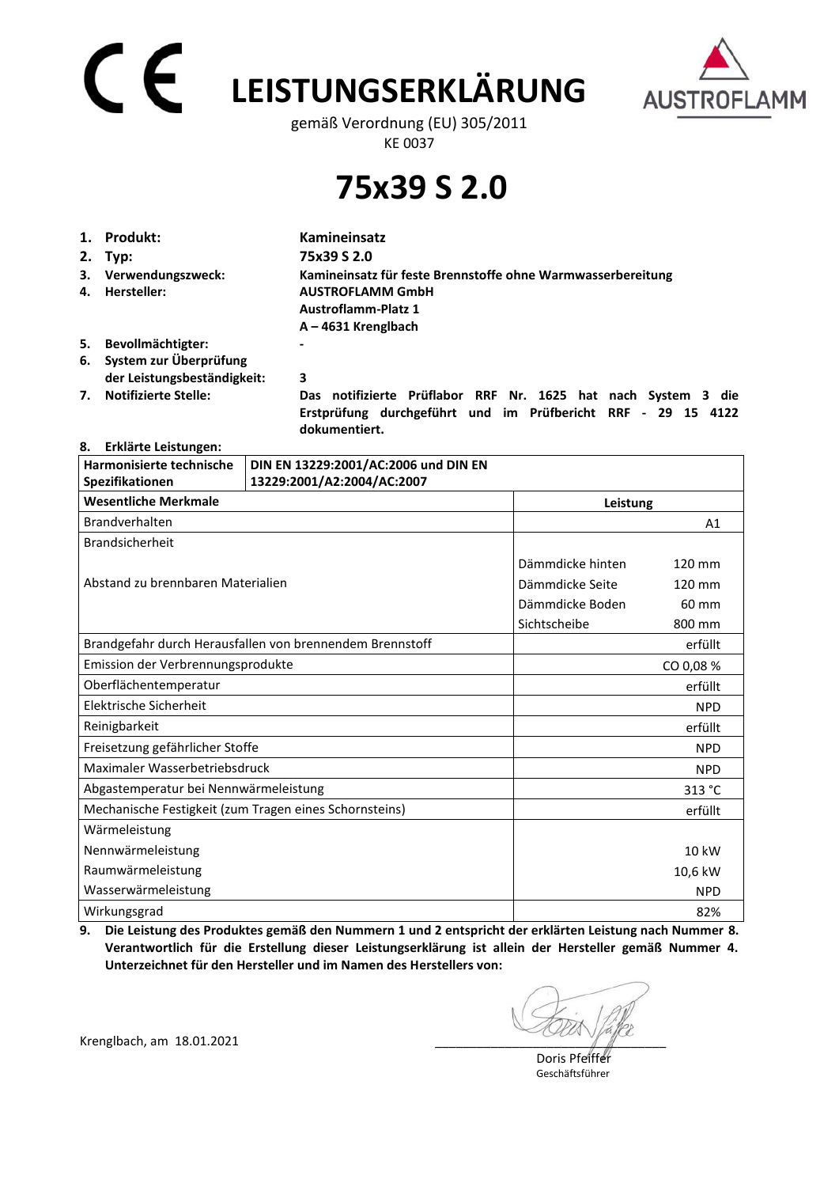# CE LEISTUNGSERKLÄRUNG

gemäß Verordnung (EU) 305/2011

KE 0037

# 75x39 S 2.0

1. **Produkt:** **Kamineinsatz**
2. **Typ:** **75x39 S 2.0**
3. **Verwendungszweck:** **Kamineinsatz für feste Brennstoffe ohne Warmwasserbereitung**
4. **Hersteller:** **AUSTROFLAMM GmbH**
   **Austroflamm-Platz 1**
   **A – 4631 Krenglbach**
5. **Bevollmächtigter:** -
6. **System zur Überprüfung der Leistungsbeständigkeit:** **3**
7. **Notifizierte Stelle:** **Das notifizierte Prüflabor RRF Nr. 1625 hat nach System 3 die Erstprüfung durchgeführt und im Prüfbericht RRF - 29 15 4122 dokumentiert.**
8. **Erklärte Leistungen:**

| **Harmonisierte technische Spezifikationen** | **DIN EN 13229:2001/AC:2006 und DIN EN 13229:2001/A2:2004/AC:2007** | |
|---|---|---|
| **Wesentliche Merkmale** | **Leistung** | |
| Brandverhalten | | A1 |
| Brandsicherheit | | |
| Abstand zu brennbaren Materialien | Dämmdicke hinten | 120 mm |
| | Dämmdicke Seite | 120 mm |
| | Dämmdicke Boden | 60 mm |
| | Sichtscheibe | 800 mm |
| Brandgefahr durch Herausfallen von brennendem Brennstoff | | erfüllt |
| Emission der Verbrennungsprodukte | | CO 0,08 % |
| Oberflächentemperatur | | erfüllt |
| Elektrische Sicherheit | | NPD |
| Reinigbarkeit | | erfüllt |
| Freisetzung gefährlicher Stoffe | | NPD |
| Maximaler Wasserbetriebsdruck | | NPD |
| Abgastemperatur bei Nennwärmeleistung | | 313 °C |
| Mechanische Festigkeit (zum Tragen eines Schornsteins) | | erfüllt |
| Wärmeleistung | | |
| Nennwärmeleistung | | 10 kW |
| Raumwärmeleistung | | 10,6 kW |
| Wasserwärmeleistung | | NPD |
| Wirkungsgrad | | 82% |

9. **Die Leistung des Produktes gemäß den Nummern 1 und 2 entspricht der erklärten Leistung nach Nummer 8. Verantwortlich für die Erstellung dieser Leistungserklärung ist allein der Hersteller gemäß Nummer 4. Unterzeichnet für den Hersteller und im Namen des Herstellers von:**

Krenglbach, am 18.01.2021

Doris Pfeiffer
Geschäftsführer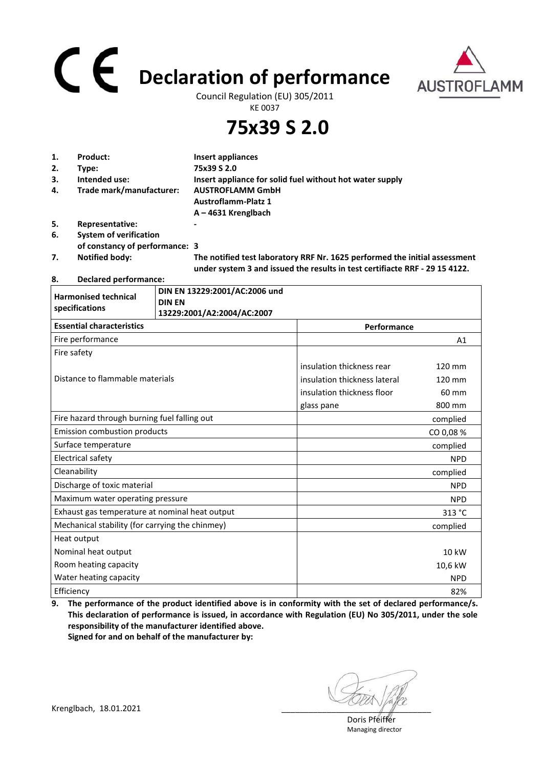# Declaration of performance

Council Regulation (EU) 305/2011

KE 0037

AUSTROFLAMM

# 75x39 S 2.0

1. **Product:** **Insert appliances**
2. **Type:** **75x39 S 2.0**
3. **Intended use:** **Insert appliance for solid fuel without hot water supply**
4. **Trade mark/manufacturer:** **AUSTROFLAMM GmbH**
   **Austroflamm-Platz 1**
   **A – 4631 Krenglbach**
5. **Representative:** **-**
6. **System of verification of constancy of performance: 3**
7. **Notified body:** **The notified test laboratory RRF Nr. 1625 performed the initial assessment under system 3 and issued the results in test certifiacte RRF - 29 15 4122.**
8. **Declared performance:**

| **Harmonised technical specifications** | **DIN EN 13229:2001/AC:2006 und DIN EN 13229:2001/A2:2004/AC:2007** | |
|---|---|---|
| **Essential characteristics** | **Performance** | |
| Fire performance | | A1 |
| Fire safety | | |
| Distance to flammable materials | insulation thickness rear | 120 mm |
| | insulation thickness lateral | 120 mm |
| | insulation thickness floor | 60 mm |
| | glass pane | 800 mm |
| Fire hazard through burning fuel falling out | | complied |
| Emission combustion products | | CO 0,08 % |
| Surface temperature | | complied |
| Electrical safety | | NPD |
| Cleanability | | complied |
| Discharge of toxic material | | NPD |
| Maximum water operating pressure | | NPD |
| Exhaust gas temperature at nominal heat output | | 313 °C |
| Mechanical stability (for carrying the chimney) | | complied |
| Heat output | | |
| Nominal heat output | | 10 kW |
| Room heating capacity | | 10,6 kW |
| Water heating capacity | | NPD |
| Efficiency | | 82% |

9. **The performance of the product identified above is in conformity with the set of declared performance/s. This declaration of performance is issued, in accordance with Regulation (EU) No 305/2011, under the sole responsibility of the manufacturer identified above.**
   **Signed for and on behalf of the manufacturer by:**

Krenglbach, 18.01.2021

Doris Pfeiffer
Managing director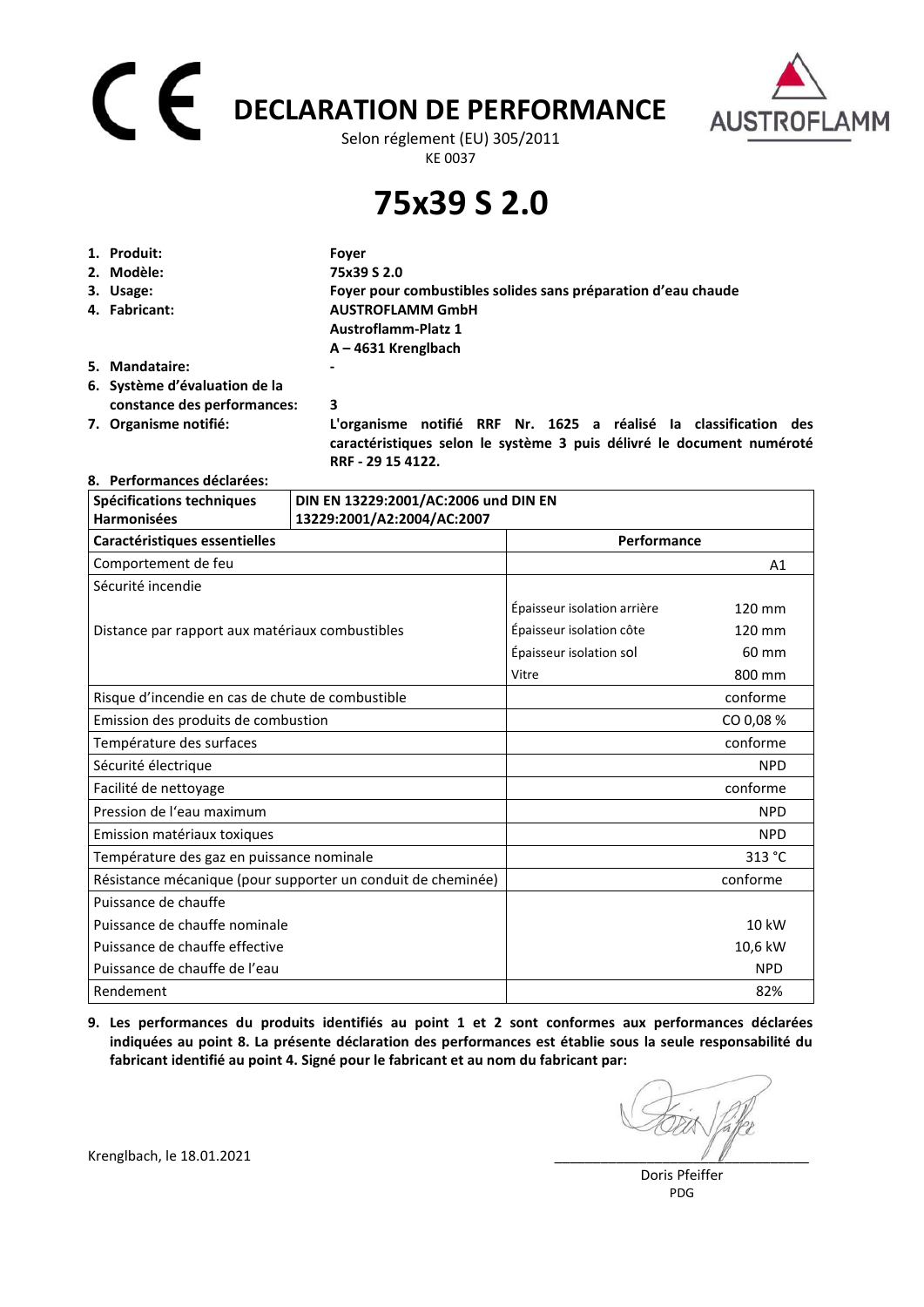# DECLARATION DE PERFORMANCE

Selon réglement (EU) 305/2011

KE 0037

# 75x39 S 2.0

1. **Produit:** **Foyer**
2. **Modèle:** **75x39 S 2.0**
3. **Usage:** **Foyer pour combustibles solides sans préparation d'eau chaude**
4. **Fabricant:** **AUSTROFLAMM GmbH**
   **Austroflamm-Platz 1**
   **A – 4631 Krenglbach**
5. **Mandataire:** **-**
6. **Système d'évaluation de la constance des performances:** **3**
7. **Organisme notifié:** **L'organisme notifié RRF Nr. 1625 a réalisé la classification des caractéristiques selon le système 3 puis délivré le document numéroté RRF - 29 15 4122.**
8. **Performances déclarées:**

| **Spécifications techniques Harmonisées** | **DIN EN 13229:2001/AC:2006 und DIN EN 13229:2001/A2:2004/AC:2007** | |
|---|---|---|
| **Caractéristiques essentielles** | **Performance** | |
| Comportement de feu | | A1 |
| Sécurité incendie | | |
| Distance par rapport aux matériaux combustibles | Épaisseur isolation arrière | 120 mm |
| | Épaisseur isolation côte | 120 mm |
| | Épaisseur isolation sol | 60 mm |
| | Vitre | 800 mm |
| Risque d'incendie en cas de chute de combustible | | conforme |
| Emission des produits de combustion | | CO 0,08 % |
| Température des surfaces | | conforme |
| Sécurité électrique | | NPD |
| Facilité de nettoyage | | conforme |
| Pression de l'eau maximum | | NPD |
| Emission matériaux toxiques | | NPD |
| Température des gaz en puissance nominale | | 313 °C |
| Résistance mécanique (pour supporter un conduit de cheminée) | | conforme |
| Puissance de chauffe | | |
| Puissance de chauffe nominale | | 10 kW |
| Puissance de chauffe effective | | 10,6 kW |
| Puissance de chauffe de l'eau | | NPD |
| Rendement | | 82% |

9. **Les performances du produits identifiés au point 1 et 2 sont conformes aux performances déclarées indiquées au point 8. La présente déclaration des performances est établie sous la seule responsabilité du fabricant identifié au point 4. Signé pour le fabricant et au nom du fabricant par:**

Krenglbach, le 18.01.2021

Doris Pfeiffer

PDG